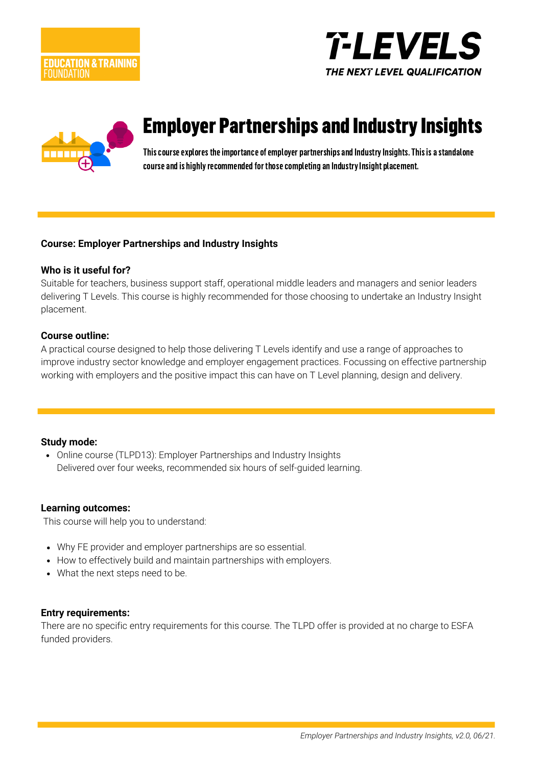EDUCATION & TRAINING FOUNDATION

T-LEVELS
THE NEXT LEVEL QUALIFICATION

# Employer Partnerships and Industry Insights

**This course explores the importance of employer partnerships and Industry Insights. This is a standalone course and is highly recommended for those completing an Industry Insight placement.**

**Course: Employer Partnerships and Industry Insights**

**Who is it useful for?**

Suitable for teachers, business support staff, operational middle leaders and managers and senior leaders delivering T Levels. This course is highly recommended for those choosing to undertake an Industry Insight placement.

**Course outline:**

A practical course designed to help those delivering T Levels identify and use a range of approaches to improve industry sector knowledge and employer engagement practices. Focussing on effective partnership working with employers and the positive impact this can have on T Level planning, design and delivery.

**Study mode:**

- Online course (TLPD13): Employer Partnerships and Industry Insights
  Delivered over four weeks, recommended six hours of self-guided learning.

**Learning outcomes:**

This course will help you to understand:

- Why FE provider and employer partnerships are so essential.
- How to effectively build and maintain partnerships with employers.
- What the next steps need to be.

**Entry requirements:**

There are no specific entry requirements for this course. The TLPD offer is provided at no charge to ESFA funded providers.

*Employer Partnerships and Industry Insights, v2.0, 06/21.*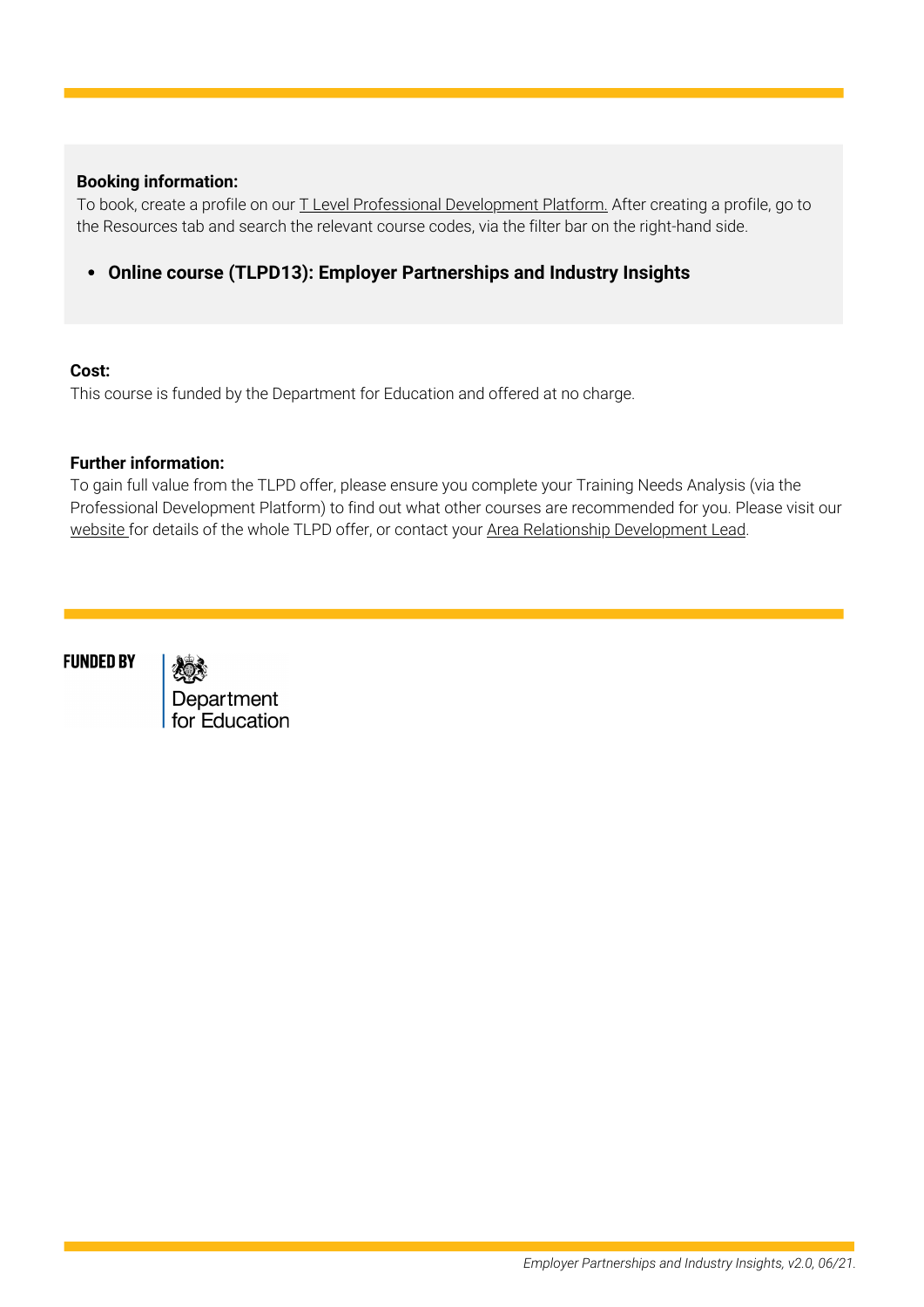**Booking information:**

To book, create a profile on our T Level Professional Development Platform. After creating a profile, go to the Resources tab and search the relevant course codes, via the filter bar on the right-hand side.

- **Online course (TLPD13): Employer Partnerships and Industry Insights**

**Cost:**

This course is funded by the Department for Education and offered at no charge.

**Further information:**

To gain full value from the TLPD offer, please ensure you complete your Training Needs Analysis (via the Professional Development Platform) to find out what other courses are recommended for you. Please visit our website for details of the whole TLPD offer, or contact your Area Relationship Development Lead.

FUNDED BY

Department for Education